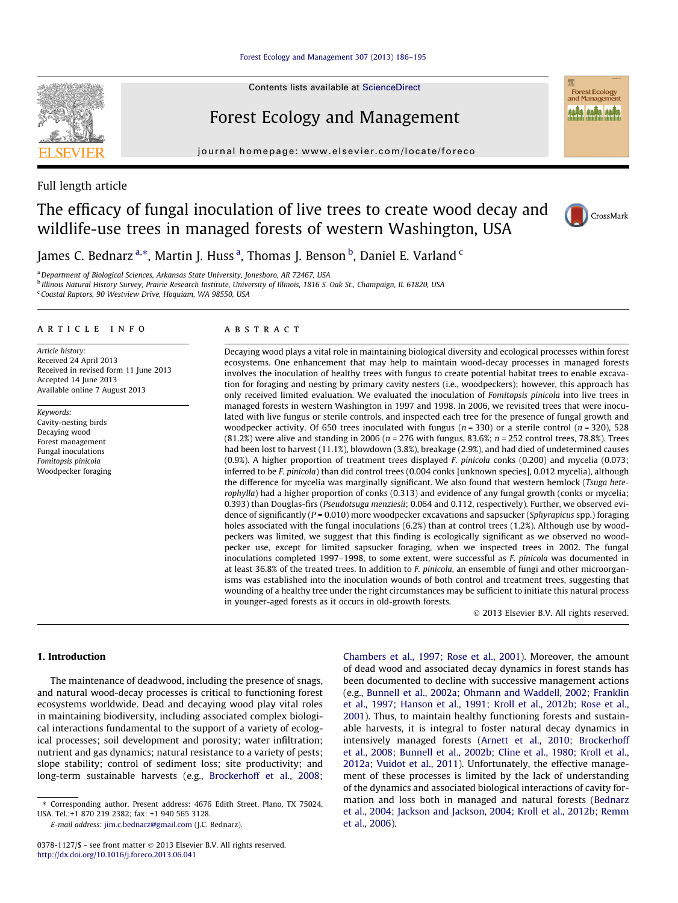Contents lists available at ScienceDirect

# Forest Ecology and Management

journal homepage: www.elsevier.com/locate/foreco

Full length article

# The efficacy of fungal inoculation of live trees to create wood decay and wildlife-use trees in managed forests of western Washington, USA

James C. Bednarz [a,*], Martin J. Huss [a], Thomas J. Benson [b], Daniel E. Varland [c]

[a] Department of Biological Sciences, Arkansas State University, Jonesboro, AR 72467, USA
[b] Illinois Natural History Survey, Prairie Research Institute, University of Illinois, 1816 S. Oak St., Champaign, IL 61820, USA
[c] Coastal Raptors, 90 Westview Drive, Hoquiam, WA 98550, USA

## ARTICLE INFO

*Article history:*
Received 24 April 2013
Received in revised form 11 June 2013
Accepted 14 June 2013
Available online 7 August 2013

*Keywords:*
Cavity-nesting birds
Decaying wood
Forest management
Fungal inoculations
*Fomitopsis pinicola*
Woodpecker foraging

## ABSTRACT

Decaying wood plays a vital role in maintaining biological diversity and ecological processes within forest ecosystems. One enhancement that may help to maintain wood-decay processes in managed forests involves the inoculation of healthy trees with fungus to create potential habitat trees to enable excavation for foraging and nesting by primary cavity nesters (i.e., woodpeckers); however, this approach has only received limited evaluation. We evaluated the inoculation of *Fomitopsis pinicola* into live trees in managed forests in western Washington in 1997 and 1998. In 2006, we revisited trees that were inoculated with live fungus or sterile controls, and inspected each tree for the presence of fungal growth and woodpecker activity. Of 650 trees inoculated with fungus ($n = 330$) or a sterile control ($n = 320$), 528 (81.2%) were alive and standing in 2006 ($n = 276$ with fungus, 83.6%; $n = 252$ control trees, 78.8%). Trees had been lost to harvest (11.1%), blowdown (3.8%), breakage (2.9%), and had died of undetermined causes (0.9%). A higher proportion of treatment trees displayed *F. pinicola* conks (0.200) and mycelia (0.073; inferred to be *F. pinicola*) than did control trees (0.004 conks [unknown species], 0.012 mycelia), although the difference for mycelia was marginally significant. We also found that western hemlock (*Tsuga heterophylla*) had a higher proportion of conks (0.313) and evidence of any fungal growth (conks or mycelia; 0.393) than Douglas-firs (*Pseudotsuga menziesii*; 0.064 and 0.112, respectively). Further, we observed evidence of significantly ($P = 0.010$) more woodpecker excavations and sapsucker (*Sphyrapicus* spp.) foraging holes associated with the fungal inoculations (6.2%) than at control trees (1.2%). Although use by woodpeckers was limited, we suggest that this finding is ecologically significant as we observed no woodpecker use, except for limited sapsucker foraging, when we inspected trees in 2002. The fungal inoculations completed 1997–1998, to some extent, were successful as *F. pinicola* was documented in at least 36.8% of the treated trees. In addition to *F. pinicola*, an ensemble of fungi and other microorganisms was established into the inoculation wounds of both control and treatment trees, suggesting that wounding of a healthy tree under the right circumstances may be sufficient to initiate this natural process in younger-aged forests as it occurs in old-growth forests.

© 2013 Elsevier B.V. All rights reserved.

## 1. Introduction

The maintenance of deadwood, including the presence of snags, and natural wood-decay processes is critical to functioning forest ecosystems worldwide. Dead and decaying wood play vital roles in maintaining biodiversity, including associated complex biological interactions fundamental to the support of a variety of ecological processes; soil development and porosity; water infiltration; nutrient and gas dynamics; natural resistance to a variety of pests; slope stability; control of sediment loss; site productivity; and long-term sustainable harvests (e.g., Brockerhoff et al., 2008; Chambers et al., 1997; Rose et al., 2001). Moreover, the amount of dead wood and associated decay dynamics in forest stands has been documented to decline with successive management actions (e.g., Bunnell et al., 2002a; Ohmann and Waddell, 2002; Franklin et al., 1997; Hanson et al., 1991; Kroll et al., 2012b; Rose et al., 2001). Thus, to maintain healthy functioning forests and sustainable harvests, it is integral to foster natural decay dynamics in intensively managed forests (Arnett et al., 2010; Brockerhoff et al., 2008; Bunnell et al., 2002b; Cline et al., 1980; Kroll et al., 2012a; Vuidot et al., 2011). Unfortunately, the effective management of these processes is limited by the lack of understanding of the dynamics and associated biological interactions of cavity formation and loss both in managed and natural forests (Bednarz et al., 2004; Jackson and Jackson, 2004; Kroll et al., 2012b; Remm et al., 2006).

* Corresponding author. Present address: 4676 Edith Street, Plano, TX 75024, USA. Tel.:+1 870 219 2382; fax: +1 940 565 3128.
E-mail address: jim.c.bednarz@gmail.com (J.C. Bednarz).

0378-1127/$ - see front matter © 2013 Elsevier B.V. All rights reserved.
http://dx.doi.org/10.1016/j.foreco.2013.06.041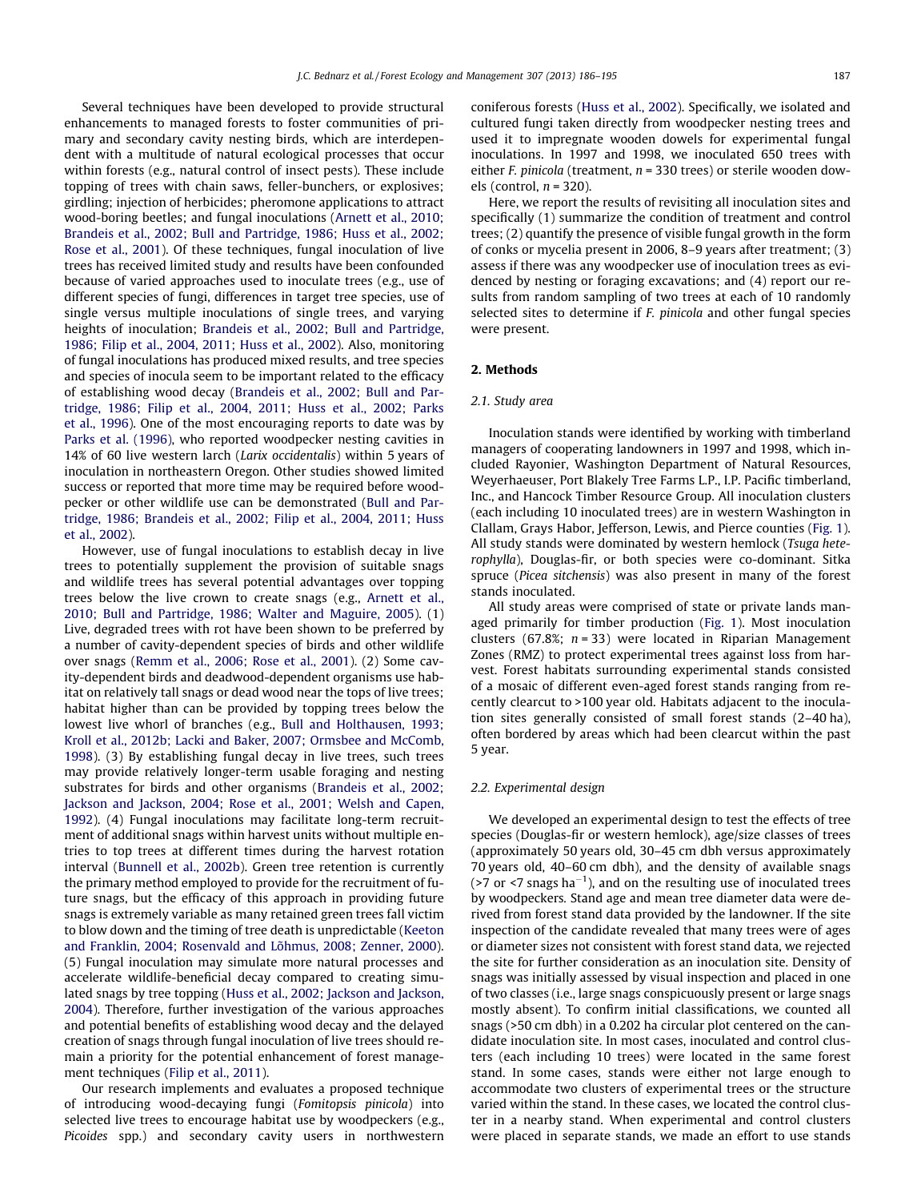Several techniques have been developed to provide structural enhancements to managed forests to foster communities of primary and secondary cavity nesting birds, which are interdependent with a multitude of natural ecological processes that occur within forests (e.g., natural control of insect pests). These include topping of trees with chain saws, feller-bunchers, or explosives; girdling; injection of herbicides; pheromone applications to attract wood-boring beetles; and fungal inoculations (Arnett et al., 2010; Brandeis et al., 2002; Bull and Partridge, 1986; Huss et al., 2002; Rose et al., 2001). Of these techniques, fungal inoculation of live trees has received limited study and results have been confounded because of varied approaches used to inoculate trees (e.g., use of different species of fungi, differences in target tree species, use of single versus multiple inoculations of single trees, and varying heights of inoculation; Brandeis et al., 2002; Bull and Partridge, 1986; Filip et al., 2004, 2011; Huss et al., 2002). Also, monitoring of fungal inoculations has produced mixed results, and tree species and species of inocula seem to be important related to the efficacy of establishing wood decay (Brandeis et al., 2002; Bull and Partridge, 1986; Filip et al., 2004, 2011; Huss et al., 2002; Parks et al., 1996). One of the most encouraging reports to date was by Parks et al. (1996), who reported woodpecker nesting cavities in 14% of 60 live western larch (*Larix occidentalis*) within 5 years of inoculation in northeastern Oregon. Other studies showed limited success or reported that more time may be required before woodpecker or other wildlife use can be demonstrated (Bull and Partridge, 1986; Brandeis et al., 2002; Filip et al., 2004, 2011; Huss et al., 2002).

However, use of fungal inoculations to establish decay in live trees to potentially supplement the provision of suitable snags and wildlife trees has several potential advantages over topping trees below the live crown to create snags (e.g., Arnett et al., 2010; Bull and Partridge, 1986; Walter and Maguire, 2005). (1) Live, degraded trees with rot have been shown to be preferred by a number of cavity-dependent species of birds and other wildlife over snags (Remm et al., 2006; Rose et al., 2001). (2) Some cavity-dependent birds and deadwood-dependent organisms use habitat on relatively tall snags or dead wood near the tops of live trees; habitat higher than can be provided by topping trees below the lowest live whorl of branches (e.g., Bull and Holthausen, 1993; Kroll et al., 2012b; Lacki and Baker, 2007; Ormsbee and McComb, 1998). (3) By establishing fungal decay in live trees, such trees may provide relatively longer-term usable foraging and nesting substrates for birds and other organisms (Brandeis et al., 2002; Jackson and Jackson, 2004; Rose et al., 2001; Welsh and Capen, 1992). (4) Fungal inoculations may facilitate long-term recruitment of additional snags within harvest units without multiple entries to top trees at different times during the harvest rotation interval (Bunnell et al., 2002b). Green tree retention is currently the primary method employed to provide for the recruitment of future snags, but the efficacy of this approach in providing future snags is extremely variable as many retained green trees fall victim to blow down and the timing of tree death is unpredictable (Keeton and Franklin, 2004; Rosenvald and Lõhmus, 2008; Zenner, 2000). (5) Fungal inoculation may simulate more natural processes and accelerate wildlife-beneficial decay compared to creating simulated snags by tree topping (Huss et al., 2002; Jackson and Jackson, 2004). Therefore, further investigation of the various approaches and potential benefits of establishing wood decay and the delayed creation of snags through fungal inoculation of live trees should remain a priority for the potential enhancement of forest management techniques (Filip et al., 2011).

Our research implements and evaluates a proposed technique of introducing wood-decaying fungi (*Fomitopsis pinicola*) into selected live trees to encourage habitat use by woodpeckers (e.g., *Picoides* spp.) and secondary cavity users in northwestern coniferous forests (Huss et al., 2002). Specifically, we isolated and cultured fungi taken directly from woodpecker nesting trees and used it to impregnate wooden dowels for experimental fungal inoculations. In 1997 and 1998, we inoculated 650 trees with either *F. pinicola* (treatment, $n = 330$ trees) or sterile wooden dowels (control, $n = 320$).

Here, we report the results of revisiting all inoculation sites and specifically (1) summarize the condition of treatment and control trees; (2) quantify the presence of visible fungal growth in the form of conks or mycelia present in 2006, 8–9 years after treatment; (3) assess if there was any woodpecker use of inoculation trees as evidenced by nesting or foraging excavations; and (4) report our results from random sampling of two trees at each of 10 randomly selected sites to determine if *F. pinicola* and other fungal species were present.

## 2. Methods

### 2.1. Study area

Inoculation stands were identified by working with timberland managers of cooperating landowners in 1997 and 1998, which included Rayonier, Washington Department of Natural Resources, Weyerhaeuser, Port Blakely Tree Farms L.P., I.P. Pacific timberland, Inc., and Hancock Timber Resource Group. All inoculation clusters (each including 10 inoculated trees) are in western Washington in Clallam, Grays Habor, Jefferson, Lewis, and Pierce counties (Fig. 1). All study stands were dominated by western hemlock (*Tsuga heterophylla*), Douglas-fir, or both species were co-dominant. Sitka spruce (*Picea sitchensis*) was also present in many of the forest stands inoculated.

All study areas were comprised of state or private lands managed primarily for timber production (Fig. 1). Most inoculation clusters (67.8%; $n = 33$) were located in Riparian Management Zones (RMZ) to protect experimental trees against loss from harvest. Forest habitats surrounding experimental stands consisted of a mosaic of different even-aged forest stands ranging from recently clearcut to >100 year old. Habitats adjacent to the inoculation sites generally consisted of small forest stands (2–40 ha), often bordered by areas which had been clearcut within the past 5 year.

### 2.2. Experimental design

We developed an experimental design to test the effects of tree species (Douglas-fir or western hemlock), age/size classes of trees (approximately 50 years old, 30–45 cm dbh versus approximately 70 years old, 40–60 cm dbh), and the density of available snags (>7 or <7 snags $ha^{-1}$), and on the resulting use of inoculated trees by woodpeckers. Stand age and mean tree diameter data were derived from forest stand data provided by the landowner. If the site inspection of the candidate revealed that many trees were of ages or diameter sizes not consistent with forest stand data, we rejected the site for further consideration as an inoculation site. Density of snags was initially assessed by visual inspection and placed in one of two classes (i.e., large snags conspicuously present or large snags mostly absent). To confirm initial classifications, we counted all snags (>50 cm dbh) in a 0.202 ha circular plot centered on the candidate inoculation site. In most cases, inoculated and control clusters (each including 10 trees) were located in the same forest stand. In some cases, stands were either not large enough to accommodate two clusters of experimental trees or the structure varied within the stand. In these cases, we located the control cluster in a nearby stand. When experimental and control clusters were placed in separate stands, we made an effort to use stands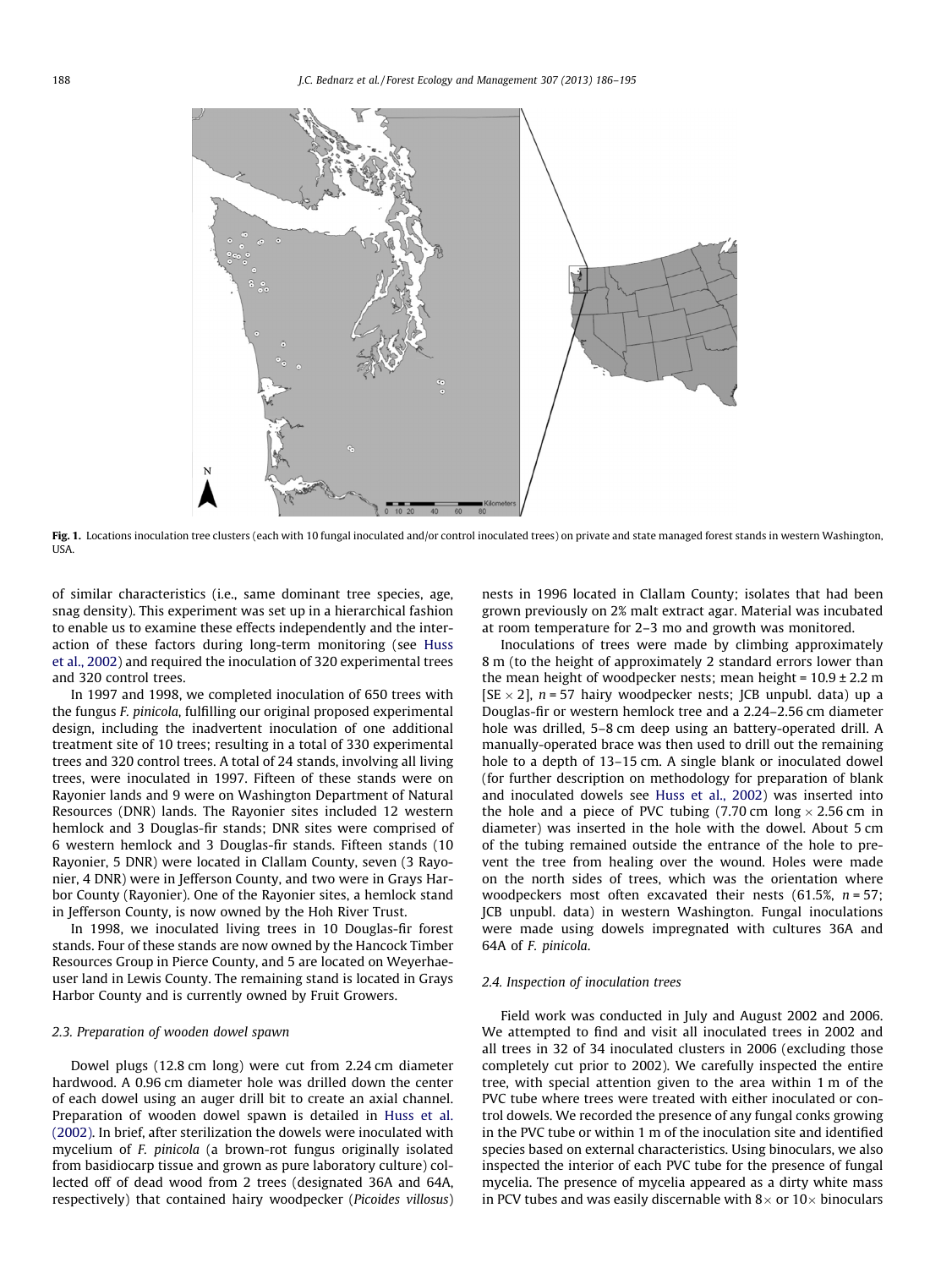Fig. 1. Locations inoculation tree clusters (each with 10 fungal inoculated and/or control inoculated trees) on private and state managed forest stands in western Washington, USA.

of similar characteristics (i.e., same dominant tree species, age, snag density). This experiment was set up in a hierarchical fashion to enable us to examine these effects independently and the interaction of these factors during long-term monitoring (see Huss et al., 2002) and required the inoculation of 320 experimental trees and 320 control trees.

In 1997 and 1998, we completed inoculation of 650 trees with the fungus *F. pinicola*, fulfilling our original proposed experimental design, including the inadvertent inoculation of one additional treatment site of 10 trees; resulting in a total of 330 experimental trees and 320 control trees. A total of 24 stands, involving all living trees, were inoculated in 1997. Fifteen of these stands were on Rayonier lands and 9 were on Washington Department of Natural Resources (DNR) lands. The Rayonier sites included 12 western hemlock and 3 Douglas-fir stands; DNR sites were comprised of 6 western hemlock and 3 Douglas-fir stands. Fifteen stands (10 Rayonier, 5 DNR) were located in Clallam County, seven (3 Rayonier, 4 DNR) were in Jefferson County, and two were in Grays Harbor County (Rayonier). One of the Rayonier sites, a hemlock stand in Jefferson County, is now owned by the Hoh River Trust.

In 1998, we inoculated living trees in 10 Douglas-fir forest stands. Four of these stands are now owned by the Hancock Timber Resources Group in Pierce County, and 5 are located on Weyerhaeuser land in Lewis County. The remaining stand is located in Grays Harbor County and is currently owned by Fruit Growers.

### 2.3. Preparation of wooden dowel spawn

Dowel plugs (12.8 cm long) were cut from 2.24 cm diameter hardwood. A 0.96 cm diameter hole was drilled down the center of each dowel using an auger drill bit to create an axial channel. Preparation of wooden dowel spawn is detailed in Huss et al. (2002). In brief, after sterilization the dowels were inoculated with mycelium of *F. pinicola* (a brown-rot fungus originally isolated from basidiocarp tissue and grown as pure laboratory culture) collected off of dead wood from 2 trees (designated 36A and 64A, respectively) that contained hairy woodpecker (*Picoides villosus*) nests in 1996 located in Clallam County; isolates that had been grown previously on 2% malt extract agar. Material was incubated at room temperature for 2–3 mo and growth was monitored.

Inoculations of trees were made by climbing approximately 8 m (to the height of approximately 2 standard errors lower than the mean height of woodpecker nests; mean height = 10.9 ± 2.2 m [SE × 2], *n* = 57 hairy woodpecker nests; JCB unpubl. data) up a Douglas-fir or western hemlock tree and a 2.24–2.56 cm diameter hole was drilled, 5–8 cm deep using an battery-operated drill. A manually-operated brace was then used to drill out the remaining hole to a depth of 13–15 cm. A single blank or inoculated dowel (for further description on methodology for preparation of blank and inoculated dowels see Huss et al., 2002) was inserted into the hole and a piece of PVC tubing (7.70 cm long × 2.56 cm in diameter) was inserted in the hole with the dowel. About 5 cm of the tubing remained outside the entrance of the hole to prevent the tree from healing over the wound. Holes were made on the north sides of trees, which was the orientation where woodpeckers most often excavated their nests (61.5%, *n* = 57; JCB unpubl. data) in western Washington. Fungal inoculations were made using dowels impregnated with cultures 36A and 64A of *F. pinicola*.

### 2.4. Inspection of inoculation trees

Field work was conducted in July and August 2002 and 2006. We attempted to find and visit all inoculated trees in 2002 and all trees in 32 of 34 inoculated clusters in 2006 (excluding those completely cut prior to 2002). We carefully inspected the entire tree, with special attention given to the area within 1 m of the PVC tube where trees were treated with either inoculated or control dowels. We recorded the presence of any fungal conks growing in the PVC tube or within 1 m of the inoculation site and identified species based on external characteristics. Using binoculars, we also inspected the interior of each PVC tube for the presence of fungal mycelia. The presence of mycelia appeared as a dirty white mass in PCV tubes and was easily discernable with 8× or 10× binoculars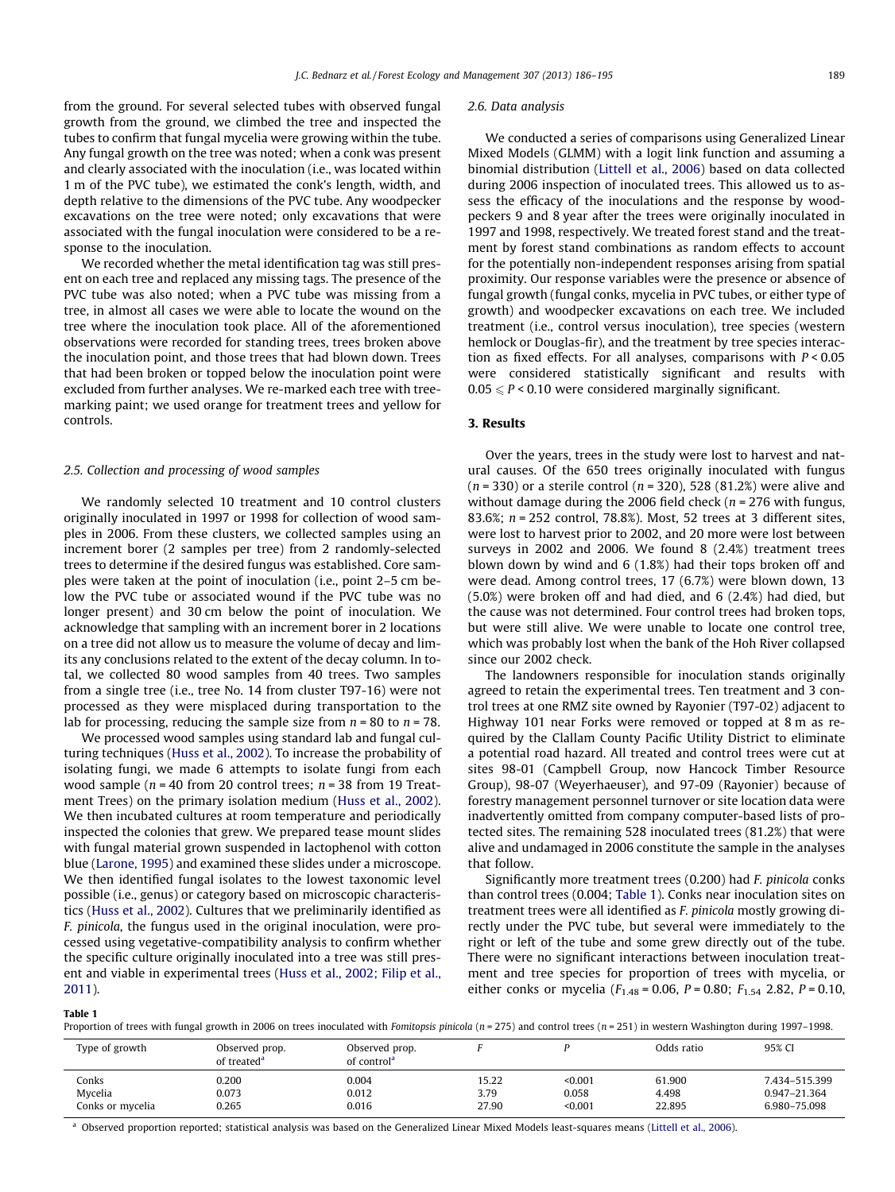from the ground. For several selected tubes with observed fungal growth from the ground, we climbed the tree and inspected the tubes to confirm that fungal mycelia were growing within the tube. Any fungal growth on the tree was noted; when a conk was present and clearly associated with the inoculation (i.e., was located within 1 m of the PVC tube), we estimated the conk's length, width, and depth relative to the dimensions of the PVC tube. Any woodpecker excavations on the tree were noted; only excavations that were associated with the fungal inoculation were considered to be a response to the inoculation.

We recorded whether the metal identification tag was still present on each tree and replaced any missing tags. The presence of the PVC tube was also noted; when a PVC tube was missing from a tree, in almost all cases we were able to locate the wound on the tree where the inoculation took place. All of the aforementioned observations were recorded for standing trees, trees broken above the inoculation point, and those trees that had blown down. Trees that had been broken or topped below the inoculation point were excluded from further analyses. We re-marked each tree with tree-marking paint; we used orange for treatment trees and yellow for controls.

### 2.5. Collection and processing of wood samples

We randomly selected 10 treatment and 10 control clusters originally inoculated in 1997 or 1998 for collection of wood samples in 2006. From these clusters, we collected samples using an increment borer (2 samples per tree) from 2 randomly-selected trees to determine if the desired fungus was established. Core samples were taken at the point of inoculation (i.e., point 2–5 cm below the PVC tube or associated wound if the PVC tube was no longer present) and 30 cm below the point of inoculation. We acknowledge that sampling with an increment borer in 2 locations on a tree did not allow us to measure the volume of decay and limits any conclusions related to the extent of the decay column. In total, we collected 80 wood samples from 40 trees. Two samples from a single tree (i.e., tree No. 14 from cluster T97-16) were not processed as they were misplaced during transportation to the lab for processing, reducing the sample size from $n = 80$ to $n = 78$.

We processed wood samples using standard lab and fungal culturing techniques (Huss et al., 2002). To increase the probability of isolating fungi, we made 6 attempts to isolate fungi from each wood sample ($n = 40$ from 20 control trees; $n = 38$ from 19 Treatment Trees) on the primary isolation medium (Huss et al., 2002). We then incubated cultures at room temperature and periodically inspected the colonies that grew. We prepared tease mount slides with fungal material grown suspended in lactophenol with cotton blue (Larone, 1995) and examined these slides under a microscope. We then identified fungal isolates to the lowest taxonomic level possible (i.e., genus) or category based on microscopic characteristics (Huss et al., 2002). Cultures that we preliminarily identified as *F. pinicola*, the fungus used in the original inoculation, were processed using vegetative-compatibility analysis to confirm whether the specific culture originally inoculated into a tree was still present and viable in experimental trees (Huss et al., 2002; Filip et al., 2011).

### 2.6. Data analysis

We conducted a series of comparisons using Generalized Linear Mixed Models (GLMM) with a logit link function and assuming a binomial distribution (Littell et al., 2006) based on data collected during 2006 inspection of inoculated trees. This allowed us to assess the efficacy of the inoculations and the response by woodpeckers 9 and 8 year after the trees were originally inoculated in 1997 and 1998, respectively. We treated forest stand and the treatment by forest stand combinations as random effects to account for the potentially non-independent responses arising from spatial proximity. Our response variables were the presence or absence of fungal growth (fungal conks, mycelia in PVC tubes, or either type of growth) and woodpecker excavations on each tree. We included treatment (i.e., control versus inoculation), tree species (western hemlock or Douglas-fir), and the treatment by tree species interaction as fixed effects. For all analyses, comparisons with $P < 0.05$ were considered statistically significant and results with $0.05 \leqslant P < 0.10$ were considered marginally significant.

## 3. Results

Over the years, trees in the study were lost to harvest and natural causes. Of the 650 trees originally inoculated with fungus ($n = 330$) or a sterile control ($n = 320$), 528 (81.2%) were alive and without damage during the 2006 field check ($n = 276$ with fungus, 83.6%; $n = 252$ control, 78.8%). Most, 52 trees at 3 different sites, were lost to harvest prior to 2002, and 20 more were lost between surveys in 2002 and 2006. We found 8 (2.4%) treatment trees blown down by wind and 6 (1.8%) had their tops broken off and were dead. Among control trees, 17 (6.7%) were blown down, 13 (5.0%) were broken off and had died, and 6 (2.4%) had died, but the cause was not determined. Four control trees had broken tops, but were still alive. We were unable to locate one control tree, which was probably lost when the bank of the Hoh River collapsed since our 2002 check.

The landowners responsible for inoculation stands originally agreed to retain the experimental trees. Ten treatment and 3 control trees at one RMZ site owned by Rayonier (T97-02) adjacent to Highway 101 near Forks were removed or topped at 8 m as required by the Clallam County Pacific Utility District to eliminate a potential road hazard. All treated and control trees were cut at sites 98-01 (Campbell Group, now Hancock Timber Resource Group), 98-07 (Weyerhaeuser), and 97-09 (Rayonier) because of forestry management personnel turnover or site location data were inadvertently omitted from company computer-based lists of protected sites. The remaining 528 inoculated trees (81.2%) that were alive and undamaged in 2006 constitute the sample in the analyses that follow.

Significantly more treatment trees (0.200) had *F. pinicola* conks than control trees (0.004; Table 1). Conks near inoculation sites on treatment trees were all identified as *F. pinicola* mostly growing directly under the PVC tube, but several were immediately to the right or left of the tube and some grew directly out of the tube. There were no significant interactions between inoculation treatment and tree species for proportion of trees with mycelia, or either conks or mycelia ($F_{1,48} = 0.06$, $P = 0.80$; $F_{1,54}$ 2.82, $P = 0.10$,

**Table 1**
Proportion of trees with fungal growth in 2006 on trees inoculated with *Fomitopsis pinicola* ($n = 275$) and control trees ($n = 251$) in western Washington during 1997–1998.

| Type of growth | Observed prop. of treated[a] | Observed prop. of control[a] | $F$ | $P$ | Odds ratio | 95% CI |
|---|---|---|---|---|---|---|
| Conks | 0.200 | 0.004 | 15.22 | <0.001 | 61.900 | 7.434–515.399 |
| Mycelia | 0.073 | 0.012 | 3.79 | 0.058 | 4.498 | 0.947–21.364 |
| Conks or mycelia | 0.265 | 0.016 | 27.90 | <0.001 | 22.895 | 6.980–75.098 |

[a] Observed proportion reported; statistical analysis was based on the Generalized Linear Mixed Models least-squares means (Littell et al., 2006).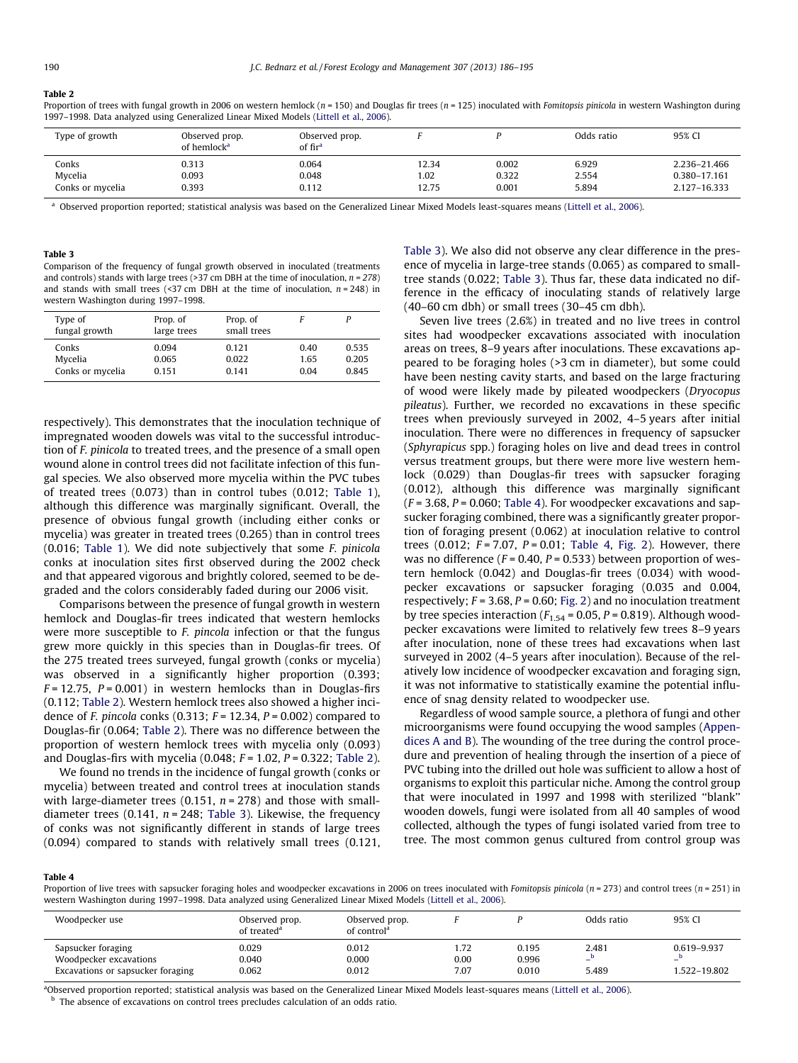**Table 2**
Proportion of trees with fungal growth in 2006 on western hemlock ($n$ = 150) and Douglas fir trees ($n$ = 125) inoculated with *Fomitopsis pinicola* in western Washington during 1997–1998. Data analyzed using Generalized Linear Mixed Models (Littell et al., 2006).

| Type of growth | Observed prop. of hemlock[a] | Observed prop. of fir[a] | $F$ | $P$ | Odds ratio | 95% CI |
|---|---|---|---|---|---|---|
| Conks | 0.313 | 0.064 | 12.34 | 0.002 | 6.929 | 2.236–21.466 |
| Mycelia | 0.093 | 0.048 | 1.02 | 0.322 | 2.554 | 0.380–17.161 |
| Conks or mycelia | 0.393 | 0.112 | 12.75 | 0.001 | 5.894 | 2.127–16.333 |

[a] Observed proportion reported; statistical analysis was based on the Generalized Linear Mixed Models least-squares means (Littell et al., 2006).

**Table 3**
Comparison of the frequency of fungal growth observed in inoculated (treatments and controls) stands with large trees (>37 cm DBH at the time of inoculation, $n$ = 278) and stands with small trees (<37 cm DBH at the time of inoculation, $n$ = 248) in western Washington during 1997–1998.

| Type of fungal growth | Prop. of large trees | Prop. of small trees | $F$ | $P$ |
|---|---|---|---|---|
| Conks | 0.094 | 0.121 | 0.40 | 0.535 |
| Mycelia | 0.065 | 0.022 | 1.65 | 0.205 |
| Conks or mycelia | 0.151 | 0.141 | 0.04 | 0.845 |

respectively). This demonstrates that the inoculation technique of impregnated wooden dowels was vital to the successful introduction of *F. pinicola* to treated trees, and the presence of a small open wound alone in control trees did not facilitate infection of this fungal species. We also observed more mycelia within the PVC tubes of treated trees (0.073) than in control tubes (0.012; Table 1), although this difference was marginally significant. Overall, the presence of obvious fungal growth (including either conks or mycelia) was greater in treated trees (0.265) than in control trees (0.016; Table 1). We did note subjectively that some *F. pinicola* conks at inoculation sites first observed during the 2002 check and that appeared vigorous and brightly colored, seemed to be degraded and the colors considerably faded during our 2006 visit.

Comparisons between the presence of fungal growth in western hemlock and Douglas-fir trees indicated that western hemlocks were more susceptible to *F. pincola* infection or that the fungus grew more quickly in this species than in Douglas-fir trees. Of the 275 treated trees surveyed, fungal growth (conks or mycelia) was observed in a significantly higher proportion (0.393; $F$ = 12.75, $P$ = 0.001) in western hemlocks than in Douglas-firs (0.112; Table 2). Western hemlock trees also showed a higher incidence of *F. pincola* conks (0.313; $F$ = 12.34, $P$ = 0.002) compared to Douglas-fir (0.064; Table 2). There was no difference between the proportion of western hemlock trees with mycelia only (0.093) and Douglas-firs with mycelia (0.048; $F$ = 1.02, $P$ = 0.322; Table 2).

We found no trends in the incidence of fungal growth (conks or mycelia) between treated and control trees at inoculation stands with large-diameter trees (0.151, $n$ = 278) and those with small-diameter trees (0.141, $n$ = 248; Table 3). Likewise, the frequency of conks was not significantly different in stands of large trees (0.094) compared to stands with relatively small trees (0.121, Table 3). We also did not observe any clear difference in the presence of mycelia in large-tree stands (0.065) as compared to small-tree stands (0.022; Table 3). Thus far, these data indicated no difference in the efficacy of inoculating stands of relatively large (40–60 cm dbh) or small trees (30–45 cm dbh).

Seven live trees (2.6%) in treated and no live trees in control sites had woodpecker excavations associated with inoculation areas on trees, 8–9 years after inoculations. These excavations appeared to be foraging holes (>3 cm in diameter), but some could have been nesting cavity starts, and based on the large fracturing of wood were likely made by pileated woodpeckers (*Dryocopus pileatus*). Further, we recorded no excavations in these specific trees when previously surveyed in 2002, 4–5 years after initial inoculation. There were no differences in frequency of sapsucker (*Sphyrapicus* spp.) foraging holes on live and dead trees in control versus treatment groups, but there were more live western hemlock (0.029) than Douglas-fir trees with sapsucker foraging (0.012), although this difference was marginally significant ($F$ = 3.68, $P$ = 0.060; Table 4). For woodpecker excavations and sapsucker foraging combined, there was a significantly greater proportion of foraging present (0.062) at inoculation relative to control trees (0.012; $F$ = 7.07, $P$ = 0.01; Table 4, Fig. 2). However, there was no difference ($F$ = 0.40, $P$ = 0.533) between proportion of western hemlock (0.042) and Douglas-fir trees (0.034) with woodpecker excavations or sapsucker foraging (0.035 and 0.004, respectively; $F$ = 3.68, $P$ = 0.60; Fig. 2) and no inoculation treatment by tree species interaction ($F_{1,54}$ = 0.05, $P$ = 0.819). Although woodpecker excavations were limited to relatively few trees 8–9 years after inoculation, none of these trees had excavations when last surveyed in 2002 (4–5 years after inoculation). Because of the relatively low incidence of woodpecker excavation and foraging sign, it was not informative to statistically examine the potential influence of snag density related to woodpecker use.

Regardless of wood sample source, a plethora of fungi and other microorganisms were found occupying the wood samples (Appendices A and B). The wounding of the tree during the control procedure and prevention of healing through the insertion of a piece of PVC tubing into the drilled out hole was sufficient to allow a host of organisms to exploit this particular niche. Among the control group that were inoculated in 1997 and 1998 with sterilized "blank" wooden dowels, fungi were isolated from all 40 samples of wood collected, although the types of fungi isolated varied from tree to tree. The most common genus cultured from control group was

**Table 4**
Proportion of live trees with sapsucker foraging holes and woodpecker excavations in 2006 on trees inoculated with *Fomitopsis pinicola* ($n$ = 273) and control trees ($n$ = 251) in western Washington during 1997–1998. Data analyzed using Generalized Linear Mixed Models (Littell et al., 2006).

| Woodpecker use | Observed prop. of treated[a] | Observed prop. of control[a] | $F$ | $P$ | Odds ratio | 95% CI |
|---|---|---|---|---|---|---|
| Sapsucker foraging | 0.029 | 0.012 | 1.72 | 0.195 | 2.481 | 0.619–9.937 |
| Woodpecker excavations | 0.040 | 0.000 | 0.00 | 0.996 | –[b] | –[b] |
| Excavations or sapsucker foraging | 0.062 | 0.012 | 7.07 | 0.010 | 5.489 | 1.522–19.802 |

[a] Observed proportion reported; statistical analysis was based on the Generalized Linear Mixed Models least-squares means (Littell et al., 2006).
[b] The absence of excavations on control trees precludes calculation of an odds ratio.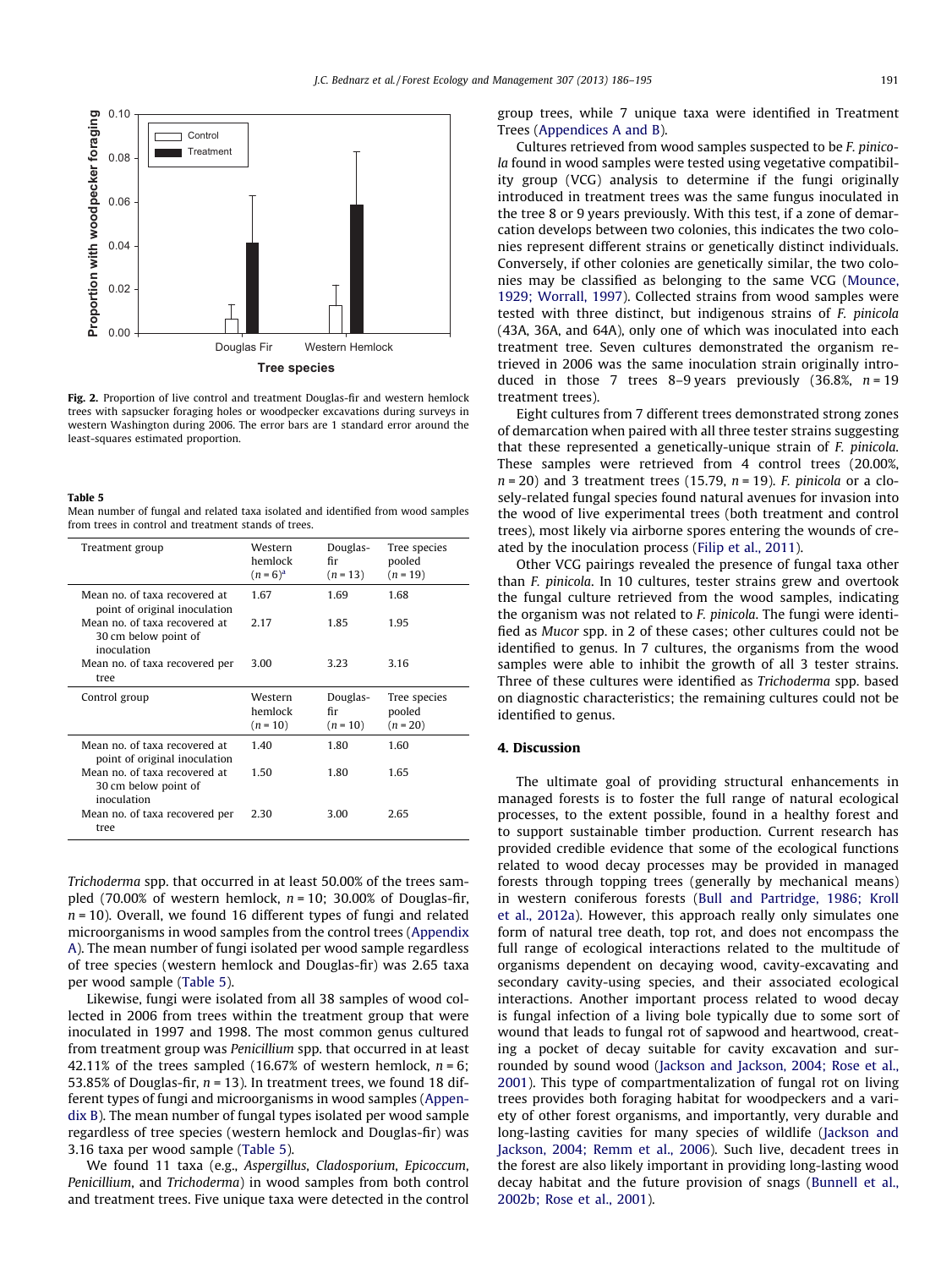Fig. 2. Proportion of live control and treatment Douglas-fir and western hemlock trees with sapsucker foraging holes or woodpecker excavations during surveys in western Washington during 2006. The error bars are 1 standard error around the least-squares estimated proportion.

**Table 5**
Mean number of fungal and related taxa isolated and identified from wood samples from trees in control and treatment stands of trees.

| Treatment group | Western hemlock ($n = 6$)[a] | Douglas-fir ($n = 13$) | Tree species pooled ($n = 19$) |
|---|---|---|---|
| Mean no. of taxa recovered at point of original inoculation | 1.67 | 1.69 | 1.68 |
| Mean no. of taxa recovered at 30 cm below point of inoculation | 2.17 | 1.85 | 1.95 |
| Mean no. of taxa recovered per tree | 3.00 | 3.23 | 3.16 |
| **Control group** | **Western hemlock ($n = 10$)** | **Douglas-fir ($n = 10$)** | **Tree species pooled ($n = 20$)** |
| Mean no. of taxa recovered at point of original inoculation | 1.40 | 1.80 | 1.60 |
| Mean no. of taxa recovered at 30 cm below point of inoculation | 1.50 | 1.80 | 1.65 |
| Mean no. of taxa recovered per tree | 2.30 | 3.00 | 2.65 |

*Trichoderma* spp. that occurred in at least 50.00% of the trees sampled (70.00% of western hemlock, $n = 10$; 30.00% of Douglas-fir, $n = 10$). Overall, we found 16 different types of fungi and related microorganisms in wood samples from the control trees (Appendix A). The mean number of fungi isolated per wood sample regardless of tree species (western hemlock and Douglas-fir) was 2.65 taxa per wood sample (Table 5).

Likewise, fungi were isolated from all 38 samples of wood collected in 2006 from trees within the treatment group that were inoculated in 1997 and 1998. The most common genus cultured from treatment group was *Penicillium* spp. that occurred in at least 42.11% of the trees sampled (16.67% of western hemlock, $n = 6$; 53.85% of Douglas-fir, $n = 13$). In treatment trees, we found 18 different types of fungi and microorganisms in wood samples (Appendix B). The mean number of fungal types isolated per wood sample regardless of tree species (western hemlock and Douglas-fir) was 3.16 taxa per wood sample (Table 5).

We found 11 taxa (e.g., *Aspergillus*, *Cladosporium*, *Epicoccum*, *Penicillium*, and *Trichoderma*) in wood samples from both control and treatment trees. Five unique taxa were detected in the control group trees, while 7 unique taxa were identified in Treatment Trees (Appendices A and B).

Cultures retrieved from wood samples suspected to be *F. pinicola* found in wood samples were tested using vegetative compatibility group (VCG) analysis to determine if the fungi originally introduced in treatment trees was the same fungus inoculated in the tree 8 or 9 years previously. With this test, if a zone of demarcation develops between two colonies, this indicates the two colonies represent different strains or genetically distinct individuals. Conversely, if other colonies are genetically similar, the two colonies may be classified as belonging to the same VCG (Mounce, 1929; Worrall, 1997). Collected strains from wood samples were tested with three distinct, but indigenous strains of *F. pinicola* (43A, 36A, and 64A), only one of which was inoculated into each treatment tree. Seven cultures demonstrated the organism retrieved in 2006 was the same inoculation strain originally introduced in those 7 trees 8–9 years previously (36.8%, $n = 19$ treatment trees).

Eight cultures from 7 different trees demonstrated strong zones of demarcation when paired with all three tester strains suggesting that these represented a genetically-unique strain of *F. pinicola*. These samples were retrieved from 4 control trees (20.00%, $n = 20$) and 3 treatment trees (15.79, $n = 19$). *F. pinicola* or a closely-related fungal species found natural avenues for invasion into the wood of live experimental trees (both treatment and control trees), most likely via airborne spores entering the wounds of created by the inoculation process (Filip et al., 2011).

Other VCG pairings revealed the presence of fungal taxa other than *F. pinicola*. In 10 cultures, tester strains grew and overtook the fungal culture retrieved from the wood samples, indicating the organism was not related to *F. pinicola*. The fungi were identified as *Mucor* spp. in 2 of these cases; other cultures could not be identified to genus. In 7 cultures, the organisms from the wood samples were able to inhibit the growth of all 3 tester strains. Three of these cultures were identified as *Trichoderma* spp. based on diagnostic characteristics; the remaining cultures could not be identified to genus.

## 4. Discussion

The ultimate goal of providing structural enhancements in managed forests is to foster the full range of natural ecological processes, to the extent possible, found in a healthy forest and to support sustainable timber production. Current research has provided credible evidence that some of the ecological functions related to wood decay processes may be provided in managed forests through topping trees (generally by mechanical means) in western coniferous forests (Bull and Partridge, 1986; Kroll et al., 2012a). However, this approach really only simulates one form of natural tree death, top rot, and does not encompass the full range of ecological interactions related to the multitude of organisms dependent on decaying wood, cavity-excavating and secondary cavity-using species, and their associated ecological interactions. Another important process related to wood decay is fungal infection of a living bole typically due to some sort of wound that leads to fungal rot of sapwood and heartwood, creating a pocket of decay suitable for cavity excavation and surrounded by sound wood (Jackson and Jackson, 2004; Rose et al., 2001). This type of compartmentalization of fungal rot on living trees provides both foraging habitat for woodpeckers and a variety of other forest organisms, and importantly, very durable and long-lasting cavities for many species of wildlife (Jackson and Jackson, 2004; Remm et al., 2006). Such live, decadent trees in the forest are also likely important in providing long-lasting wood decay habitat and the future provision of snags (Bunnell et al., 2002b; Rose et al., 2001).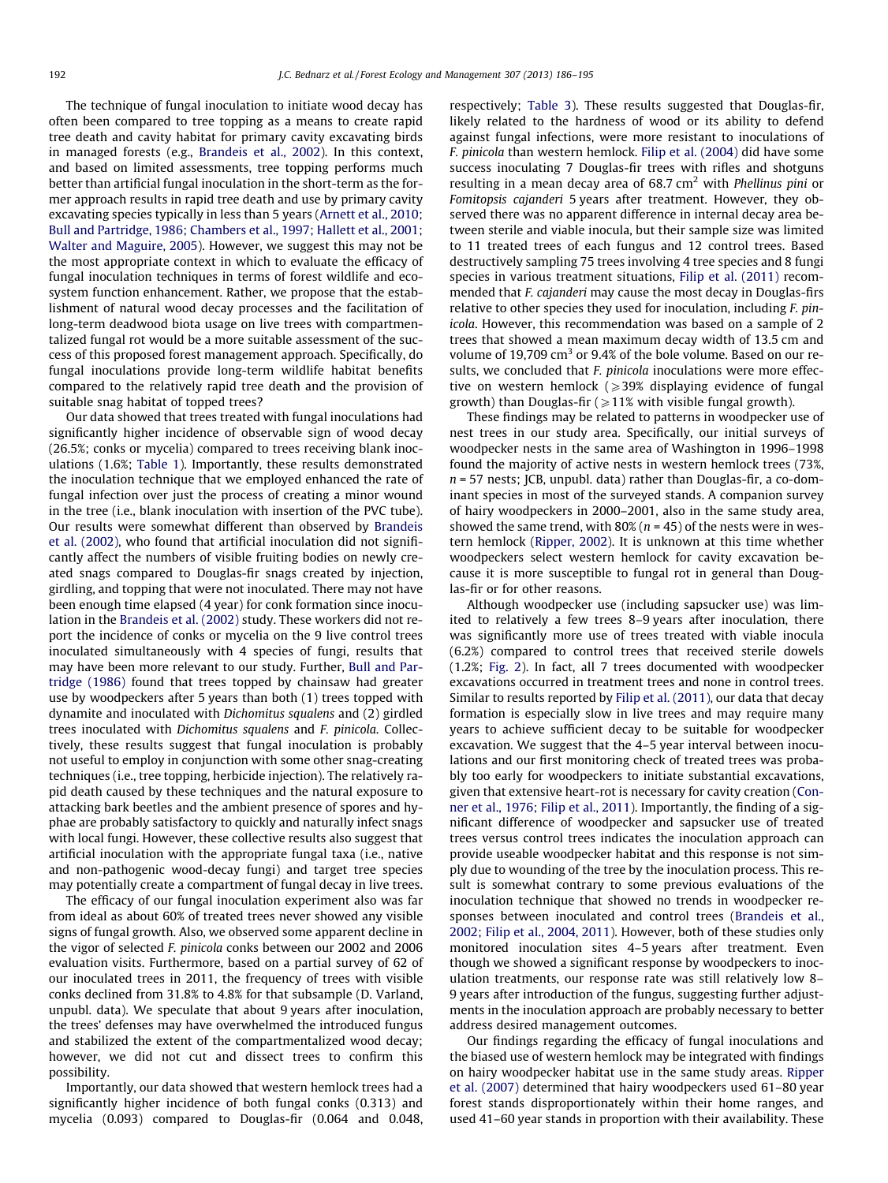The technique of fungal inoculation to initiate wood decay has often been compared to tree topping as a means to create rapid tree death and cavity habitat for primary cavity excavating birds in managed forests (e.g., Brandeis et al., 2002). In this context, and based on limited assessments, tree topping performs much better than artificial fungal inoculation in the short-term as the former approach results in rapid tree death and use by primary cavity excavating species typically in less than 5 years (Arnett et al., 2010; Bull and Partridge, 1986; Chambers et al., 1997; Hallett et al., 2001; Walter and Maguire, 2005). However, we suggest this may not be the most appropriate context in which to evaluate the efficacy of fungal inoculation techniques in terms of forest wildlife and ecosystem function enhancement. Rather, we propose that the establishment of natural wood decay processes and the facilitation of long-term deadwood biota usage on live trees with compartmentalized fungal rot would be a more suitable assessment of the success of this proposed forest management approach. Specifically, do fungal inoculations provide long-term wildlife habitat benefits compared to the relatively rapid tree death and the provision of suitable snag habitat of topped trees?

Our data showed that trees treated with fungal inoculations had significantly higher incidence of observable sign of wood decay (26.5%; conks or mycelia) compared to trees receiving blank inoculations (1.6%; Table 1). Importantly, these results demonstrated the inoculation technique that we employed enhanced the rate of fungal infection over just the process of creating a minor wound in the tree (i.e., blank inoculation with insertion of the PVC tube). Our results were somewhat different than observed by Brandeis et al. (2002), who found that artificial inoculation did not significantly affect the numbers of visible fruiting bodies on newly created snags compared to Douglas-fir snags created by injection, girdling, and topping that were not inoculated. There may not have been enough time elapsed (4 year) for conk formation since inoculation in the Brandeis et al. (2002) study. These workers did not report the incidence of conks or mycelia on the 9 live control trees inoculated simultaneously with 4 species of fungi, results that may have been more relevant to our study. Further, Bull and Partridge (1986) found that trees topped by chainsaw had greater use by woodpeckers after 5 years than both (1) trees topped with dynamite and inoculated with *Dichomitus squalens* and (2) girdled trees inoculated with *Dichomitus squalens* and *F. pinicola*. Collectively, these results suggest that fungal inoculation is probably not useful to employ in conjunction with some other snag-creating techniques (i.e., tree topping, herbicide injection). The relatively rapid death caused by these techniques and the natural exposure to attacking bark beetles and the ambient presence of spores and hyphae are probably satisfactory to quickly and naturally infect snags with local fungi. However, these collective results also suggest that artificial inoculation with the appropriate fungal taxa (i.e., native and non-pathogenic wood-decay fungi) and target tree species may potentially create a compartment of fungal decay in live trees.

The efficacy of our fungal inoculation experiment also was far from ideal as about 60% of treated trees never showed any visible signs of fungal growth. Also, we observed some apparent decline in the vigor of selected *F. pinicola* conks between our 2002 and 2006 evaluation visits. Furthermore, based on a partial survey of 62 of our inoculated trees in 2011, the frequency of trees with visible conks declined from 31.8% to 4.8% for that subsample (D. Varland, unpubl. data). We speculate that about 9 years after inoculation, the trees' defenses may have overwhelmed the introduced fungus and stabilized the extent of the compartmentalized wood decay; however, we did not cut and dissect trees to confirm this possibility.

Importantly, our data showed that western hemlock trees had a significantly higher incidence of both fungal conks (0.313) and mycelia (0.093) compared to Douglas-fir (0.064 and 0.048, respectively; Table 3). These results suggested that Douglas-fir, likely related to the hardness of wood or its ability to defend against fungal infections, were more resistant to inoculations of *F. pinicola* than western hemlock. Filip et al. (2004) did have some success inoculating 7 Douglas-fir trees with rifles and shotguns resulting in a mean decay area of 68.7 cm$^2$ with *Phellinus pini* or *Fomitopsis cajanderi* 5 years after treatment. However, they observed there was no apparent difference in internal decay area between sterile and viable inocula, but their sample size was limited to 11 treated trees of each fungus and 12 control trees. Based destructively sampling 75 trees involving 4 tree species and 8 fungi species in various treatment situations, Filip et al. (2011) recommended that *F. cajanderi* may cause the most decay in Douglas-firs relative to other species they used for inoculation, including *F. pinicola*. However, this recommendation was based on a sample of 2 trees that showed a mean maximum decay width of 13.5 cm and volume of 19,709 cm$^3$ or 9.4% of the bole volume. Based on our results, we concluded that *F. pinicola* inoculations were more effective on western hemlock ($\geqslant$39% displaying evidence of fungal growth) than Douglas-fir ($\geqslant$11% with visible fungal growth).

These findings may be related to patterns in woodpecker use of nest trees in our study area. Specifically, our initial surveys of woodpecker nests in the same area of Washington in 1996–1998 found the majority of active nests in western hemlock trees (73%, $n$ = 57 nests; JCB, unpubl. data) rather than Douglas-fir, a co-dominant species in most of the surveyed stands. A companion survey of hairy woodpeckers in 2000–2001, also in the same study area, showed the same trend, with 80% ($n$ = 45) of the nests were in western hemlock (Ripper, 2002). It is unknown at this time whether woodpeckers select western hemlock for cavity excavation because it is more susceptible to fungal rot in general than Douglas-fir or for other reasons.

Although woodpecker use (including sapsucker use) was limited to relatively a few trees 8–9 years after inoculation, there was significantly more use of trees treated with viable inocula (6.2%) compared to control trees that received sterile dowels (1.2%; Fig. 2). In fact, all 7 trees documented with woodpecker excavations occurred in treatment trees and none in control trees. Similar to results reported by Filip et al. (2011), our data that decay formation is especially slow in live trees and may require many years to achieve sufficient decay to be suitable for woodpecker excavation. We suggest that the 4–5 year interval between inoculations and our first monitoring check of treated trees was probably too early for woodpeckers to initiate substantial excavations, given that extensive heart-rot is necessary for cavity creation (Conner et al., 1976; Filip et al., 2011). Importantly, the finding of a significant difference of woodpecker and sapsucker use of treated trees versus control trees indicates the inoculation approach can provide useable woodpecker habitat and this response is not simply due to wounding of the tree by the inoculation process. This result is somewhat contrary to some previous evaluations of the inoculation technique that showed no trends in woodpecker responses between inoculated and control trees (Brandeis et al., 2002; Filip et al., 2004, 2011). However, both of these studies only monitored inoculation sites 4–5 years after treatment. Even though we showed a significant response by woodpeckers to inoculation treatments, our response rate was still relatively low 8–9 years after introduction of the fungus, suggesting further adjustments in the inoculation approach are probably necessary to better address desired management outcomes.

Our findings regarding the efficacy of fungal inoculations and the biased use of western hemlock may be integrated with findings on hairy woodpecker habitat use in the same study areas. Ripper et al. (2007) determined that hairy woodpeckers used 61–80 year forest stands disproportionately within their home ranges, and used 41–60 year stands in proportion with their availability. These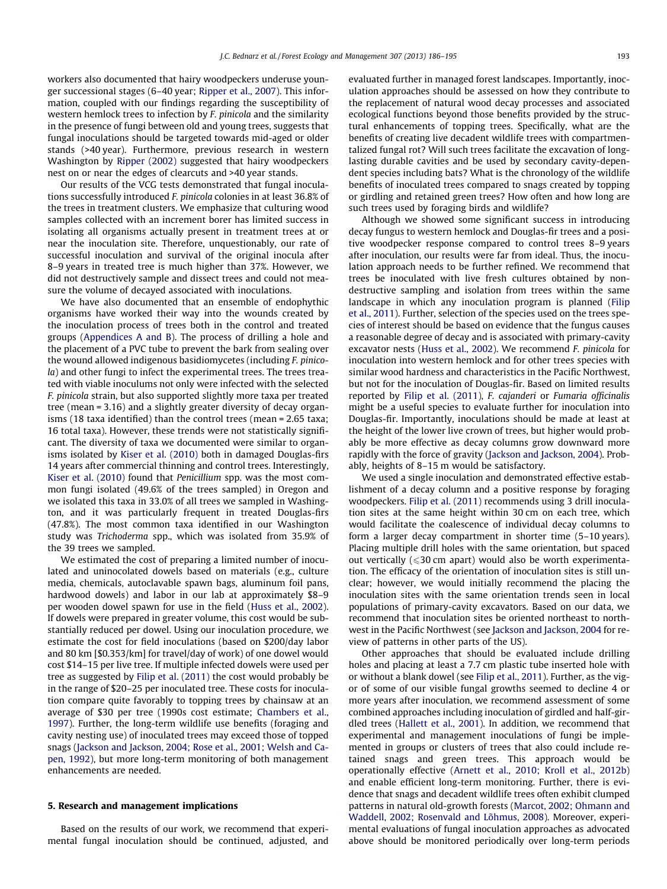workers also documented that hairy woodpeckers underuse younger successional stages (6–40 year; Ripper et al., 2007). This information, coupled with our findings regarding the susceptibility of western hemlock trees to infection by *F. pinicola* and the similarity in the presence of fungi between old and young trees, suggests that fungal inoculations should be targeted towards mid-aged or older stands (>40 year). Furthermore, previous research in western Washington by Ripper (2002) suggested that hairy woodpeckers nest on or near the edges of clearcuts and >40 year stands.

Our results of the VCG tests demonstrated that fungal inoculations successfully introduced *F. pinicola* colonies in at least 36.8% of the trees in treatment clusters. We emphasize that culturing wood samples collected with an increment borer has limited success in isolating all organisms actually present in treatment trees at or near the inoculation site. Therefore, unquestionably, our rate of successful inoculation and survival of the original inocula after 8–9 years in treated tree is much higher than 37%. However, we did not destructively sample and dissect trees and could not measure the volume of decayed associated with inoculations.

We have also documented that an ensemble of endophythic organisms have worked their way into the wounds created by the inoculation process of trees both in the control and treated groups (Appendices A and B). The process of drilling a hole and the placement of a PVC tube to prevent the bark from sealing over the wound allowed indigenous basidiomycetes (including *F. pinicola*) and other fungi to infect the experimental trees. The trees treated with viable inoculums not only were infected with the selected *F. pinicola* strain, but also supported slightly more taxa per treated tree (mean = 3.16) and a slightly greater diversity of decay organisms (18 taxa identified) than the control trees (mean = 2.65 taxa; 16 total taxa). However, these trends were not statistically significant. The diversity of taxa we documented were similar to organisms isolated by Kiser et al. (2010) both in damaged Douglas-firs 14 years after commercial thinning and control trees. Interestingly, Kiser et al. (2010) found that *Penicillium* spp. was the most common fungi isolated (49.6% of the trees sampled) in Oregon and we isolated this taxa in 33.0% of all trees we sampled in Washington, and it was particularly frequent in treated Douglas-firs (47.8%). The most common taxa identified in our Washington study was *Trichoderma* spp., which was isolated from 35.9% of the 39 trees we sampled.

We estimated the cost of preparing a limited number of inoculated and uninocolated dowels based on materials (e.g., culture media, chemicals, autoclavable spawn bags, aluminum foil pans, hardwood dowels) and labor in our lab at approximately $8–9 per wooden dowel spawn for use in the field (Huss et al., 2002). If dowels were prepared in greater volume, this cost would be substantially reduced per dowel. Using our inoculation procedure, we estimate the cost for field inoculations (based on $200/day labor and 80 km [$0.353/km] for travel/day of work) of one dowel would cost $14–15 per live tree. If multiple infected dowels were used per tree as suggested by Filip et al. (2011) the cost would probably be in the range of $20–25 per inoculated tree. These costs for inoculation compare quite favorably to topping trees by chainsaw at an average of $30 per tree (1990s cost estimate; Chambers et al., 1997). Further, the long-term wildlife use benefits (foraging and cavity nesting use) of inoculated trees may exceed those of topped snags (Jackson and Jackson, 2004; Rose et al., 2001; Welsh and Capen, 1992), but more long-term monitoring of both management enhancements are needed.

## 5. Research and management implications

Based on the results of our work, we recommend that experimental fungal inoculation should be continued, adjusted, and evaluated further in managed forest landscapes. Importantly, inoculation approaches should be assessed on how they contribute to the replacement of natural wood decay processes and associated ecological functions beyond those benefits provided by the structural enhancements of topping trees. Specifically, what are the benefits of creating live decadent wildlife trees with compartmentalized fungal rot? Will such trees facilitate the excavation of long-lasting durable cavities and be used by secondary cavity-dependent species including bats? What is the chronology of the wildlife benefits of inoculated trees compared to snags created by topping or girdling and retained green trees? How often and how long are such trees used by foraging birds and wildlife?

Although we showed some significant success in introducing decay fungus to western hemlock and Douglas-fir trees and a positive woodpecker response compared to control trees 8–9 years after inoculation, our results were far from ideal. Thus, the inoculation approach needs to be further refined. We recommend that trees be inoculated with live fresh cultures obtained by non-destructive sampling and isolation from trees within the same landscape in which any inoculation program is planned (Filip et al., 2011). Further, selection of the species used on the trees species of interest should be based on evidence that the fungus causes a reasonable degree of decay and is associated with primary-cavity excavator nests (Huss et al., 2002). We recommend *F. pinicola* for inoculation into western hemlock and for other trees species with similar wood hardness and characteristics in the Pacific Northwest, but not for the inoculation of Douglas-fir. Based on limited results reported by Filip et al. (2011), *F. cajanderi* or *Fumaria officinalis* might be a useful species to evaluate further for inoculation into Douglas-fir. Importantly, inoculations should be made at least at the height of the lower live crown of trees, but higher would probably be more effective as decay columns grow downward more rapidly with the force of gravity (Jackson and Jackson, 2004). Probably, heights of 8–15 m would be satisfactory.

We used a single inoculation and demonstrated effective establishment of a decay column and a positive response by foraging woodpeckers. Filip et al. (2011) recommends using 3 drill inoculation sites at the same height within 30 cm on each tree, which would facilitate the coalescence of individual decay columns to form a larger decay compartment in shorter time (5–10 years). Placing multiple drill holes with the same orientation, but spaced out vertically (⩽30 cm apart) would also be worth experimentation. The efficacy of the orientation of inoculation sites is still unclear; however, we would initially recommend the placing the inoculation sites with the same orientation trends seen in local populations of primary-cavity excavators. Based on our data, we recommend that inoculation sites be oriented northeast to northwest in the Pacific Northwest (see Jackson and Jackson, 2004 for review of patterns in other parts of the US).

Other approaches that should be evaluated include drilling holes and placing at least a 7.7 cm plastic tube inserted hole with or without a blank dowel (see Filip et al., 2011). Further, as the vigor of some of our visible fungal growths seemed to decline 4 or more years after inoculation, we recommend assessment of some combined approaches including inoculation of girdled and half-girdled trees (Hallett et al., 2001). In addition, we recommend that experimental and management inoculations of fungi be implemented in groups or clusters of trees that also could include retained snags and green trees. This approach would be operationally effective (Arnett et al., 2010; Kroll et al., 2012b) and enable efficient long-term monitoring. Further, there is evidence that snags and decadent wildlife trees often exhibit clumped patterns in natural old-growth forests (Marcot, 2002; Ohmann and Waddell, 2002; Rosenvald and Lõhmus, 2008). Moreover, experimental evaluations of fungal inoculation approaches as advocated above should be monitored periodically over long-term periods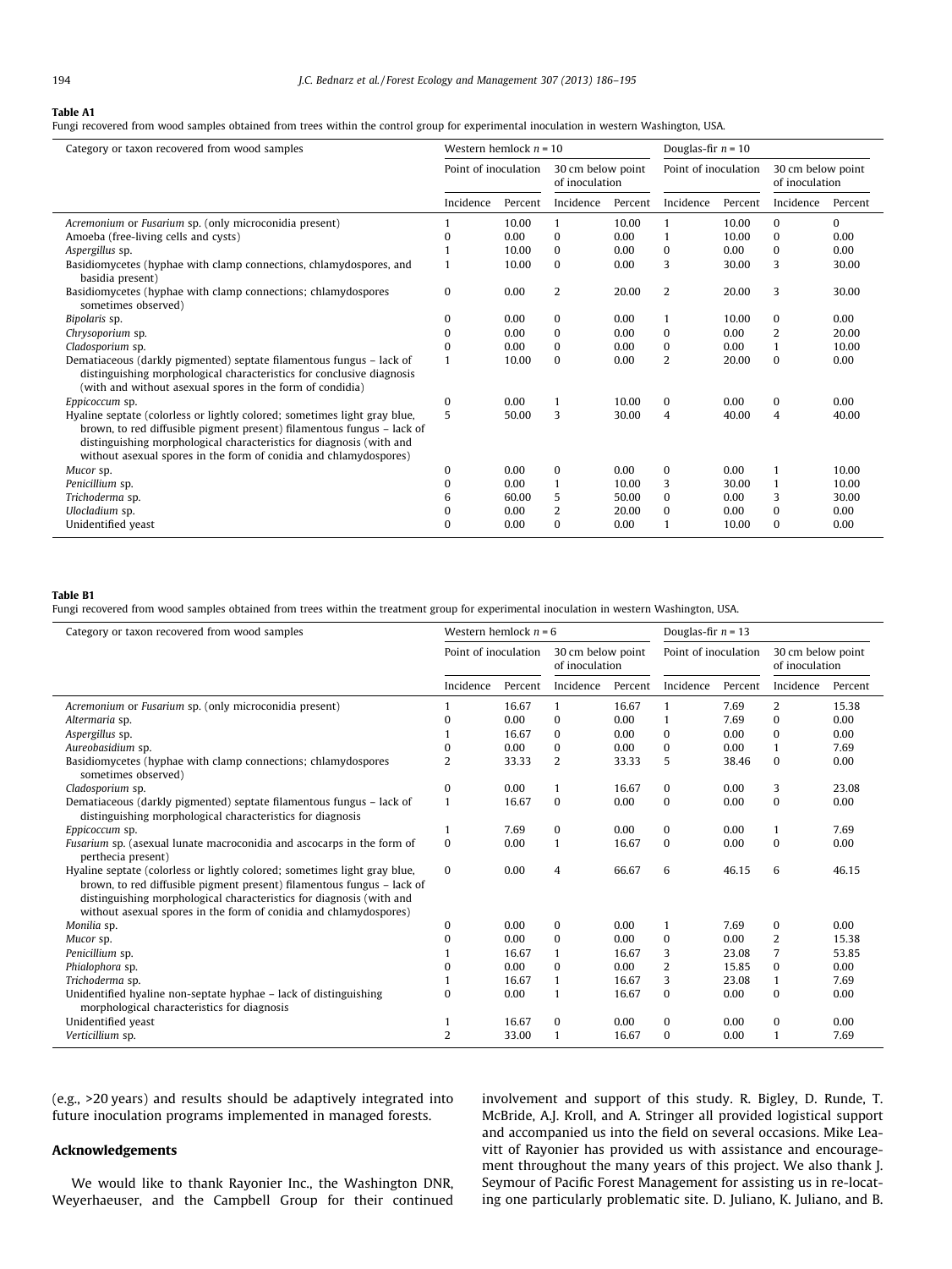**Table A1**
Fungi recovered from wood samples obtained from trees within the control group for experimental inoculation in western Washington, USA.

| Category or taxon recovered from wood samples | Western hemlock $n = 10$ | | | | Douglas-fir $n = 10$ | | | |
|---|---|---|---|---|---|---|---|---|
| | Point of inoculation | | 30 cm below point of inoculation | | Point of inoculation | | 30 cm below point of inoculation | |
| | Incidence | Percent | Incidence | Percent | Incidence | Percent | Incidence | Percent |
| *Acremonium* or *Fusarium* sp. (only microconidia present) | 1 | 10.00 | 1 | 10.00 | 1 | 10.00 | 0 | 0 |
| Amoeba (free-living cells and cysts) | 0 | 0.00 | 0 | 0.00 | 1 | 10.00 | 0 | 0.00 |
| *Aspergillus* sp. | 1 | 10.00 | 0 | 0.00 | 0 | 0.00 | 0 | 0.00 |
| Basidiomycetes (hyphae with clamp connections, chlamydospores, and basidia present) | 1 | 10.00 | 0 | 0.00 | 3 | 30.00 | 3 | 30.00 |
| Basidiomycetes (hyphae with clamp connections; chlamydospores sometimes observed) | 0 | 0.00 | 2 | 20.00 | 2 | 20.00 | 3 | 30.00 |
| *Bipolaris* sp. | 0 | 0.00 | 0 | 0.00 | 1 | 10.00 | 0 | 0.00 |
| *Chrysoporium* sp. | 0 | 0.00 | 0 | 0.00 | 0 | 0.00 | 2 | 20.00 |
| *Cladosporium* sp. | 0 | 0.00 | 0 | 0.00 | 0 | 0.00 | 1 | 10.00 |
| Dematiaceous (darkly pigmented) septate filamentous fungus – lack of distinguishing morphological characteristics for conclusive diagnosis (with and without asexual spores in the form of condidia) | 1 | 10.00 | 0 | 0.00 | 2 | 20.00 | 0 | 0.00 |
| *Eppicoccum* sp. | 0 | 0.00 | 1 | 10.00 | 0 | 0.00 | 0 | 0.00 |
| Hyaline septate (colorless or lightly colored; sometimes light gray blue, brown, to red diffusible pigment present) filamentous fungus – lack of distinguishing morphological characteristics for diagnosis (with and without asexual spores in the form of conidia and chlamydospores) | 5 | 50.00 | 3 | 30.00 | 4 | 40.00 | 4 | 40.00 |
| *Mucor* sp. | 0 | 0.00 | 0 | 0.00 | 0 | 0.00 | 1 | 10.00 |
| *Penicillium* sp. | 0 | 0.00 | 1 | 10.00 | 3 | 30.00 | 1 | 10.00 |
| *Trichoderma* sp. | 6 | 60.00 | 5 | 50.00 | 0 | 0.00 | 3 | 30.00 |
| *Ulocladium* sp. | 0 | 0.00 | 2 | 20.00 | 0 | 0.00 | 0 | 0.00 |
| Unidentified yeast | 0 | 0.00 | 0 | 0.00 | 1 | 10.00 | 0 | 0.00 |

**Table B1**
Fungi recovered from wood samples obtained from trees within the treatment group for experimental inoculation in western Washington, USA.

| Category or taxon recovered from wood samples | Western hemlock $n = 6$ | | | | Douglas-fir $n = 13$ | | | |
|---|---|---|---|---|---|---|---|---|
| | Point of inoculation | | 30 cm below point of inoculation | | Point of inoculation | | 30 cm below point of inoculation | |
| | Incidence | Percent | Incidence | Percent | Incidence | Percent | Incidence | Percent |
| *Acremonium* or *Fusarium* sp. (only microconidia present) | 1 | 16.67 | 1 | 16.67 | 1 | 7.69 | 2 | 15.38 |
| *Altermaria* sp. | 0 | 0.00 | 0 | 0.00 | 1 | 7.69 | 0 | 0.00 |
| *Aspergillus* sp. | 1 | 16.67 | 0 | 0.00 | 0 | 0.00 | 0 | 0.00 |
| *Aureobasidium* sp. | 0 | 0.00 | 0 | 0.00 | 0 | 0.00 | 1 | 7.69 |
| Basidiomycetes (hyphae with clamp connections; chlamydospores sometimes observed) | 2 | 33.33 | 2 | 33.33 | 5 | 38.46 | 0 | 0.00 |
| *Cladosporium* sp. | 0 | 0.00 | 1 | 16.67 | 0 | 0.00 | 3 | 23.08 |
| Dematiaceous (darkly pigmented) septate filamentous fungus – lack of distinguishing morphological characteristics for diagnosis | 1 | 16.67 | 0 | 0.00 | 0 | 0.00 | 0 | 0.00 |
| *Eppicoccum* sp. | 1 | 7.69 | 0 | 0.00 | 0 | 0.00 | 1 | 7.69 |
| *Fusarium* sp. (asexual lunate macroconidia and ascocarps in the form of perthecia present) | 0 | 0.00 | 1 | 16.67 | 0 | 0.00 | 0 | 0.00 |
| Hyaline septate (colorless or lightly colored; sometimes light gray blue, brown, to red diffusible pigment present) filamentous fungus – lack of distinguishing morphological characteristics for diagnosis (with and without asexual spores in the form of conidia and chlamydospores) | 0 | 0.00 | 4 | 66.67 | 6 | 46.15 | 6 | 46.15 |
| *Monilia* sp. | 0 | 0.00 | 0 | 0.00 | 1 | 7.69 | 0 | 0.00 |
| *Mucor* sp. | 0 | 0.00 | 0 | 0.00 | 0 | 0.00 | 2 | 15.38 |
| *Penicillium* sp. | 1 | 16.67 | 1 | 16.67 | 3 | 23.08 | 7 | 53.85 |
| *Phialophora* sp. | 0 | 0.00 | 0 | 0.00 | 2 | 15.85 | 0 | 0.00 |
| *Trichoderma* sp. | 1 | 16.67 | 1 | 16.67 | 3 | 23.08 | 1 | 7.69 |
| Unidentified hyaline non-septate hyphae – lack of distinguishing morphological characteristics for diagnosis | 0 | 0.00 | 1 | 16.67 | 0 | 0.00 | 0 | 0.00 |
| Unidentified yeast | 1 | 16.67 | 0 | 0.00 | 0 | 0.00 | 0 | 0.00 |
| *Verticillium* sp. | 2 | 33.00 | 1 | 16.67 | 0 | 0.00 | 1 | 7.69 |

(e.g., >20 years) and results should be adaptively integrated into future inoculation programs implemented in managed forests.

## Acknowledgements

We would like to thank Rayonier Inc., the Washington DNR, Weyerhaeuser, and the Campbell Group for their continued involvement and support of this study. R. Bigley, D. Runde, T. McBride, A.J. Kroll, and A. Stringer all provided logistical support and accompanied us into the field on several occasions. Mike Leavitt of Rayonier has provided us with assistance and encouragement throughout the many years of this project. We also thank J. Seymour of Pacific Forest Management for assisting us in re-locating one particularly problematic site. D. Juliano, K. Juliano, and B.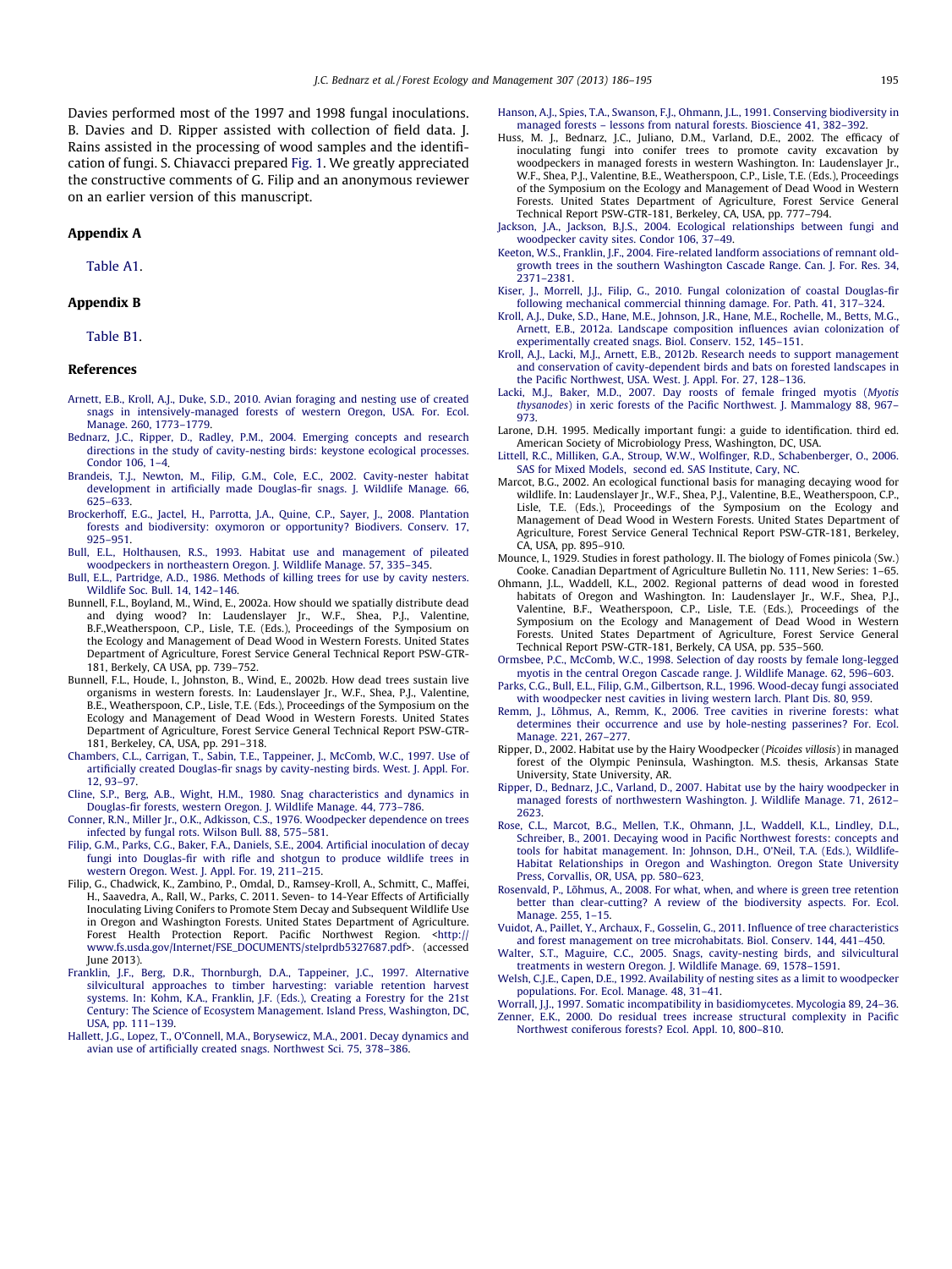Davies performed most of the 1997 and 1998 fungal inoculations. B. Davies and D. Ripper assisted with collection of field data. J. Rains assisted in the processing of wood samples and the identification of fungi. S. Chiavacci prepared Fig. 1. We greatly appreciated the constructive comments of G. Filip and an anonymous reviewer on an earlier version of this manuscript.

## Appendix A

Table A1.

## Appendix B

Table B1.

## References

Arnett, E.B., Kroll, A.J., Duke, S.D., 2010. Avian foraging and nesting use of created snags in intensively-managed forests of western Oregon, USA. For. Ecol. Manage. 260, 1773–1779.

Bednarz, J.C., Ripper, D., Radley, P.M., 2004. Emerging concepts and research directions in the study of cavity-nesting birds: keystone ecological processes. Condor 106, 1–4.

Brandeis, T.J., Newton, M., Filip, G.M., Cole, E.C., 2002. Cavity-nester habitat development in artificially made Douglas-fir snags. J. Wildlife Manage. 66, 625–633.

Brockerhoff, E.G., Jactel, H., Parrotta, J.A., Quine, C.P., Sayer, J., 2008. Plantation forests and biodiversity: oxymoron or opportunity? Biodivers. Conserv. 17, 925–951.

Bull, E.L., Holthausen, R.S., 1993. Habitat use and management of pileated woodpeckers in northeastern Oregon. J. Wildlife Manage. 57, 335–345.

Bull, E.L., Partridge, A.D., 1986. Methods of killing trees for use by cavity nesters. Wildlife Soc. Bull. 14, 142–146.

Bunnell, F.L., Boyland, M., Wind, E., 2002a. How should we spatially distribute dead and dying wood? In: Laudenslayer Jr., W.F., Shea, P.J., Valentine, B.F.,Weatherspoon, C.P., Lisle, T.E. (Eds.), Proceedings of the Symposium on the Ecology and Management of Dead Wood in Western Forests. United States Department of Agriculture, Forest Service General Technical Report PSW-GTR-181, Berkely, CA USA, pp. 739–752.

Bunnell, F.L., Houde, I., Johnston, B., Wind, E., 2002b. How dead trees sustain live organisms in western forests. In: Laudenslayer Jr., W.F., Shea, P.J., Valentine, B.E., Weatherspoon, C.P., Lisle, T.E. (Eds.), Proceedings of the Symposium on the Ecology and Management of Dead Wood in Western Forests. United States Department of Agriculture, Forest Service General Technical Report PSW-GTR-181, Berkeley, CA, USA, pp. 291–318.

Chambers, C.L., Carrigan, T., Sabin, T.E., Tappeiner, J., McComb, W.C., 1997. Use of artificially created Douglas-fir snags by cavity-nesting birds. West. J. Appl. For. 12, 93–97.

Cline, S.P., Berg, A.B., Wight, H.M., 1980. Snag characteristics and dynamics in Douglas-fir forests, western Oregon. J. Wildlife Manage. 44, 773–786.

Conner, R.N., Miller Jr., O.K., Adkisson, C.S., 1976. Woodpecker dependence on trees infected by fungal rots. Wilson Bull. 88, 575–581.

Filip, G.M., Parks, C.G., Baker, F.A., Daniels, S.E., 2004. Artificial inoculation of decay fungi into Douglas-fir with rifle and shotgun to produce wildlife trees in western Oregon. West. J. Appl. For. 19, 211–215.

Filip, G., Chadwick, K., Zambino, P., Omdal, D., Ramsey-Kroll, A., Schmitt, C., Maffei, H., Saavedra, A., Rall, W., Parks, C. 2011. Seven- to 14-Year Effects of Artificially Inoculating Living Conifers to Promote Stem Decay and Subsequent Wildlife Use in Oregon and Washington Forests. United States Department of Agriculture. Forest Health Protection Report. Pacific Northwest Region. <http://www.fs.usda.gov/Internet/FSE_DOCUMENTS/stelprdb5327687.pdf>. (accessed June 2013).

Franklin, J.F., Berg, D.R., Thornburgh, D.A., Tappeiner, J.C., 1997. Alternative silvicultural approaches to timber harvesting: variable retention harvest systems. In: Kohm, K.A., Franklin, J.F. (Eds.), Creating a Forestry for the 21st Century: The Science of Ecosystem Management. Island Press, Washington, DC, USA, pp. 111–139.

Hallett, J.G., Lopez, T., O'Connell, M.A., Borysewicz, M.A., 2001. Decay dynamics and avian use of artificially created snags. Northwest Sci. 75, 378–386.

Hanson, A.J., Spies, T.A., Swanson, F.J., Ohmann, J.L., 1991. Conserving biodiversity in managed forests – lessons from natural forests. Bioscience 41, 382–392.

Huss, M. J., Bednarz, J.C., Juliano, D.M., Varland, D.E., 2002. The efficacy of inoculating fungi into conifer trees to promote cavity excavation by woodpeckers in managed forests in western Washington. In: Laudenslayer Jr., W.F., Shea, P.J., Valentine, B.E., Weatherspoon, C.P., Lisle, T.E. (Eds.), Proceedings of the Symposium on the Ecology and Management of Dead Wood in Western Forests. United States Department of Agriculture, Forest Service General Technical Report PSW-GTR-181, Berkeley, CA, USA, pp. 777–794.

Jackson, J.A., Jackson, B.J.S., 2004. Ecological relationships between fungi and woodpecker cavity sites. Condor 106, 37–49.

Keeton, W.S., Franklin, J.F., 2004. Fire-related landform associations of remnant old-growth trees in the southern Washington Cascade Range. Can. J. For. Res. 34, 2371–2381.

Kiser, J., Morrell, J.J., Filip, G., 2010. Fungal colonization of coastal Douglas-fir following mechanical commercial thinning damage. For. Path. 41, 317–324.

Kroll, A.J., Duke, S.D., Hane, M.E., Johnson, J.R., Hane, M.E., Rochelle, M., Betts, M.G., Arnett, E.B., 2012a. Landscape composition influences avian colonization of experimentally created snags. Biol. Conserv. 152, 145–151.

Kroll, A.J., Lacki, M.J., Arnett, E.B., 2012b. Research needs to support management and conservation of cavity-dependent birds and bats on forested landscapes in the Pacific Northwest, USA. West. J. Appl. For. 27, 128–136.

Lacki, M.J., Baker, M.D., 2007. Day roosts of female fringed myotis (*Myotis thysanodes*) in xeric forests of the Pacific Northwest. J. Mammalogy 88, 967–973.

Larone, D.H. 1995. Medically important fungi: a guide to identification. third ed. American Society of Microbiology Press, Washington, DC, USA.

Littell, R.C., Milliken, G.A., Stroup, W.W., Wolfinger, R.D., Schabenberger, O., 2006. SAS for Mixed Models, second ed. SAS Institute, Cary, NC.

Marcot, B.G., 2002. An ecological functional basis for managing decaying wood for wildlife. In: Laudenslayer Jr., W.F., Shea, P.J., Valentine, B.E., Weatherspoon, C.P., Lisle, T.E. (Eds.), Proceedings of the Symposium on the Ecology and Management of Dead Wood in Western Forests. United States Department of Agriculture, Forest Service General Technical Report PSW-GTR-181, Berkeley, CA, USA, pp. 895–910.

Mounce, I., 1929. Studies in forest pathology. II. The biology of Fomes pinicola (Sw.) Cooke. Canadian Department of Agriculture Bulletin No. 111, New Series: 1–65.

Ohmann, J.L., Waddell, K.L., 2002. Regional patterns of dead wood in forested habitats of Oregon and Washington. In: Laudenslayer Jr., W.F., Shea, P.J., Valentine, B.F., Weatherspoon, C.P., Lisle, T.E. (Eds.), Proceedings of the Symposium on the Ecology and Management of Dead Wood in Western Forests. United States Department of Agriculture, Forest Service General Technical Report PSW-GTR-181, Berkely, CA USA, pp. 535–560.

Ormsbee, P.C., McComb, W.C., 1998. Selection of day roosts by female long-legged myotis in the central Oregon Cascade range. J. Wildlife Manage. 62, 596–603.

Parks, C.G., Bull, E.L., Filip, G.M., Gilbertson, R.L., 1996. Wood-decay fungi associated with woodpecker nest cavities in living western larch. Plant Dis. 80, 959.

Remm, J., Lõhmus, A., Remm, K., 2006. Tree cavities in riverine forests: what determines their occurrence and use by hole-nesting passerines? For. Ecol. Manage. 221, 267–277.

Ripper, D., 2002. Habitat use by the Hairy Woodpecker (*Picoides villosis*) in managed forest of the Olympic Peninsula, Washington. M.S. thesis, Arkansas State University, State University, AR.

Ripper, D., Bednarz, J.C., Varland, D., 2007. Habitat use by the hairy woodpecker in managed forests of northwestern Washington. J. Wildlife Manage. 71, 2612–2623.

Rose, C.L., Marcot, B.G., Mellen, T.K., Ohmann, J.L., Waddell, K.L., Lindley, D.L., Schreiber, B., 2001. Decaying wood in Pacific Northwest forests: concepts and tools for habitat management. In: Johnson, D.H., O'Neil, T.A. (Eds.), Wildlife-Habitat Relationships in Oregon and Washington. Oregon State University Press, Corvallis, OR, USA, pp. 580–623.

Rosenvald, P., Lõhmus, A., 2008. For what, when, and where is green tree retention better than clear-cutting? A review of the biodiversity aspects. For. Ecol. Manage. 255, 1–15.

Vuidot, A., Paillet, Y., Archaux, F., Gosselin, G., 2011. Influence of tree characteristics and forest management on tree microhabitats. Biol. Conserv. 144, 441–450.

Walter, S.T., Maguire, C.C., 2005. Snags, cavity-nesting birds, and silvicultural treatments in western Oregon. J. Wildlife Manage. 69, 1578–1591.

Welsh, C.J.E., Capen, D.E., 1992. Availability of nesting sites as a limit to woodpecker populations. For. Ecol. Manage. 48, 31–41.

Worrall, J.J., 1997. Somatic incompatibility in basidiomycetes. Mycologia 89, 24–36.

Zenner, E.K., 2000. Do residual trees increase structural complexity in Pacific Northwest coniferous forests? Ecol. Appl. 10, 800–810.